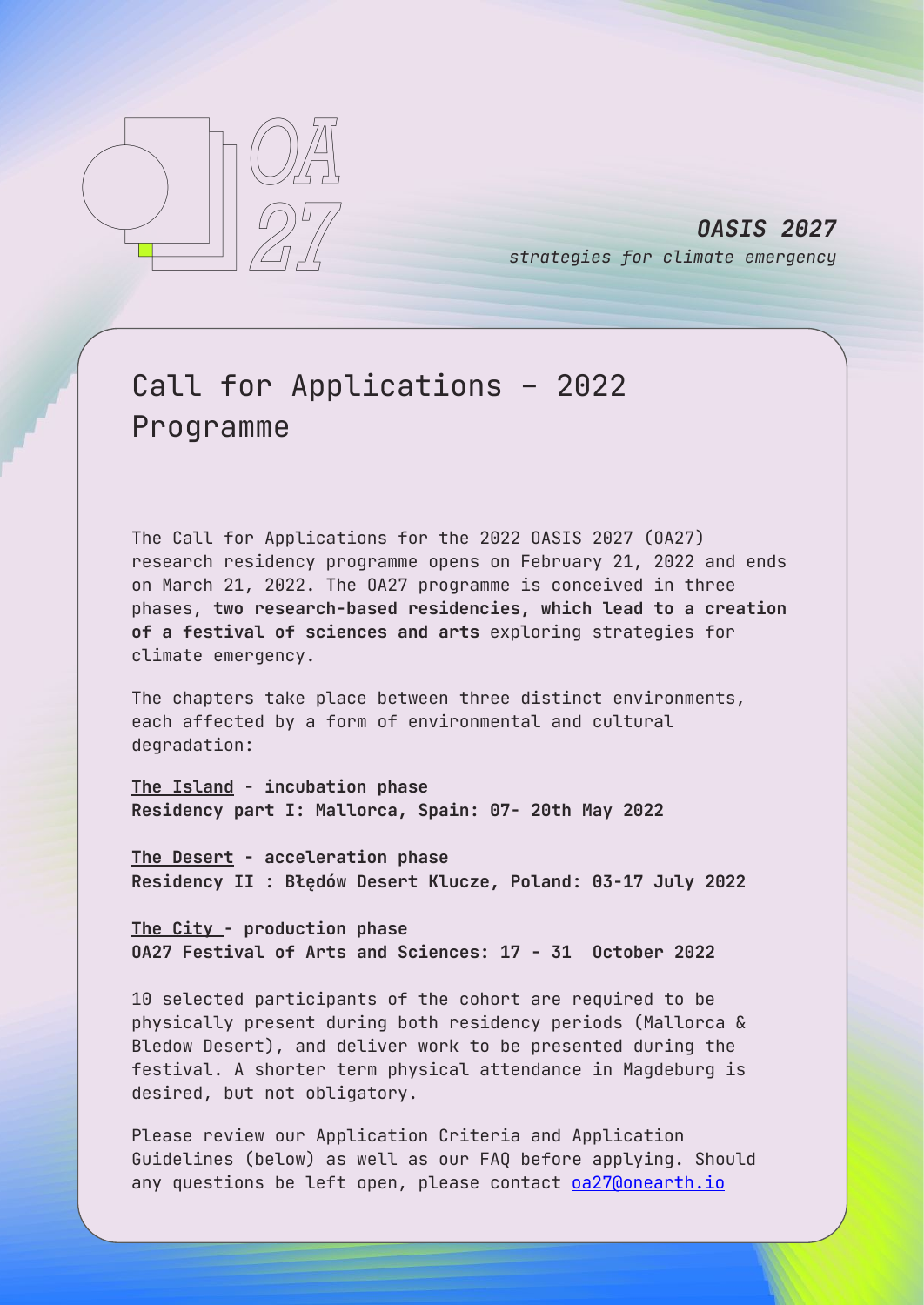OA 27

***OASIS 2027***

*strategies for climate emergency*

# Call for Applications – 2022 Programme

The Call for Applications for the 2022 OASIS 2027 (OA27) research residency programme opens on February 21, 2022 and ends on March 21, 2022. The OA27 programme is conceived in three phases, **two research-based residencies, which lead to a creation of a festival of sciences and arts** exploring strategies for climate emergency.

The chapters take place between three distinct environments, each affected by a form of environmental and cultural degradation:

**The Island - incubation phase**
**Residency part I: Mallorca, Spain: 07- 20th May 2022**

**The Desert - acceleration phase**
**Residency II : Błędów Desert Klucze, Poland: 03-17 July 2022**

**The City - production phase**
**OA27 Festival of Arts and Sciences: 17 - 31 October 2022**

10 selected participants of the cohort are required to be physically present during both residency periods (Mallorca & Bledow Desert), and deliver work to be presented during the festival. A shorter term physical attendance in Magdeburg is desired, but not obligatory.

Please review our Application Criteria and Application Guidelines (below) as well as our FAQ before applying. Should any questions be left open, please contact oa27@onearth.io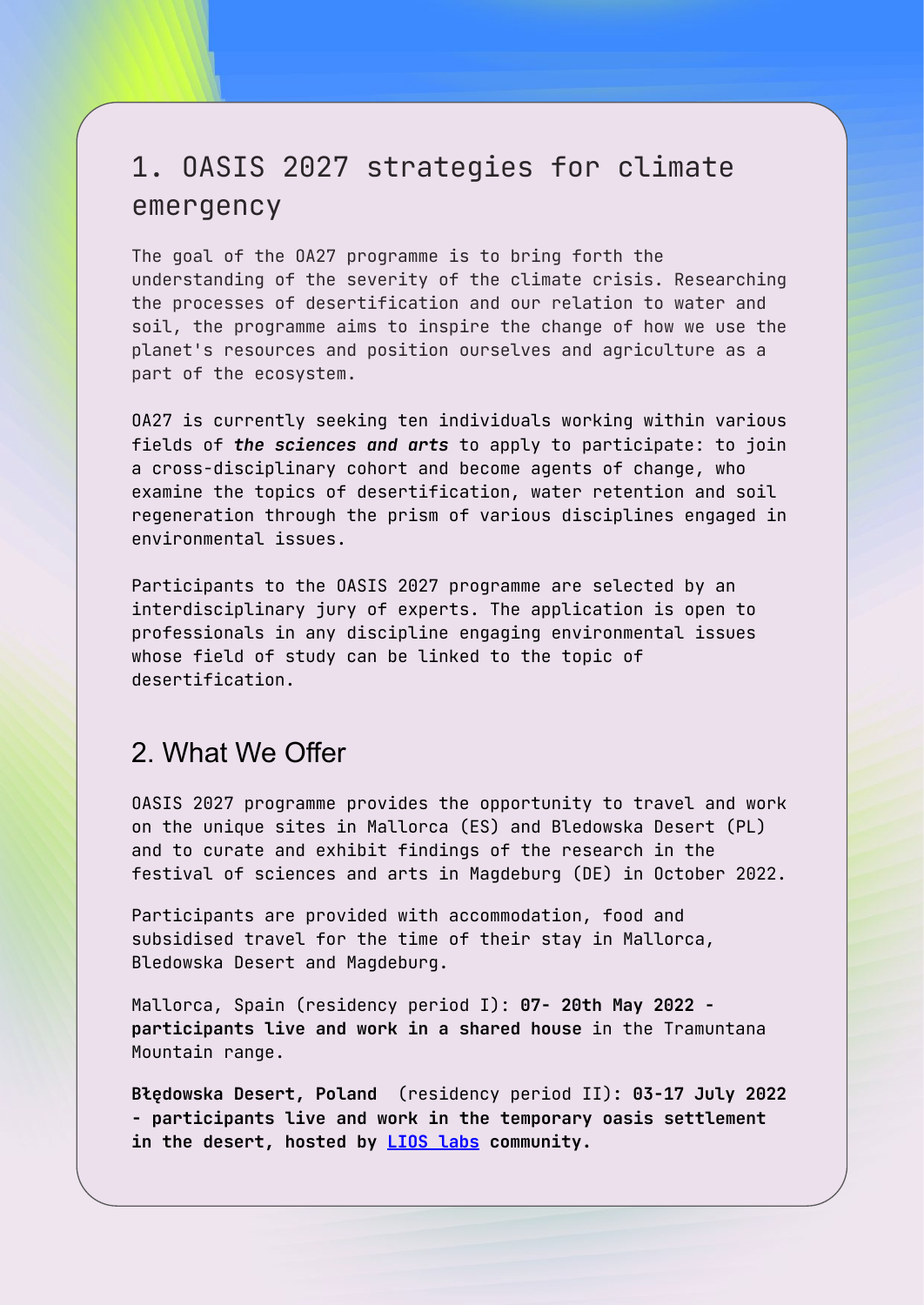## 1. OASIS 2027 strategies for climate emergency

The goal of the OA27 programme is to bring forth the understanding of the severity of the climate crisis. Researching the processes of desertification and our relation to water and soil, the programme aims to inspire the change of how we use the planet's resources and position ourselves and agriculture as a part of the ecosystem.

OA27 is currently seeking ten individuals working within various fields of ***the sciences and arts*** to apply to participate: to join a cross-disciplinary cohort and become agents of change, who examine the topics of desertification, water retention and soil regeneration through the prism of various disciplines engaged in environmental issues.

Participants to the OASIS 2027 programme are selected by an interdisciplinary jury of experts. The application is open to professionals in any discipline engaging environmental issues whose field of study can be linked to the topic of desertification.

## 2. What We Offer

OASIS 2027 programme provides the opportunity to travel and work on the unique sites in Mallorca (ES) and Bledowska Desert (PL) and to curate and exhibit findings of the research in the festival of sciences and arts in Magdeburg (DE) in October 2022.

Participants are provided with accommodation, food and subsidised travel for the time of their stay in Mallorca, Bledowska Desert and Magdeburg.

Mallorca, Spain (residency period I): **07- 20th May 2022 - participants live and work in a shared house** in the Tramuntana Mountain range.

**Błędowska Desert, Poland** (residency period II)**: 03-17 July 2022 - participants live and work in the temporary oasis settlement in the desert, hosted by LIOS labs community.**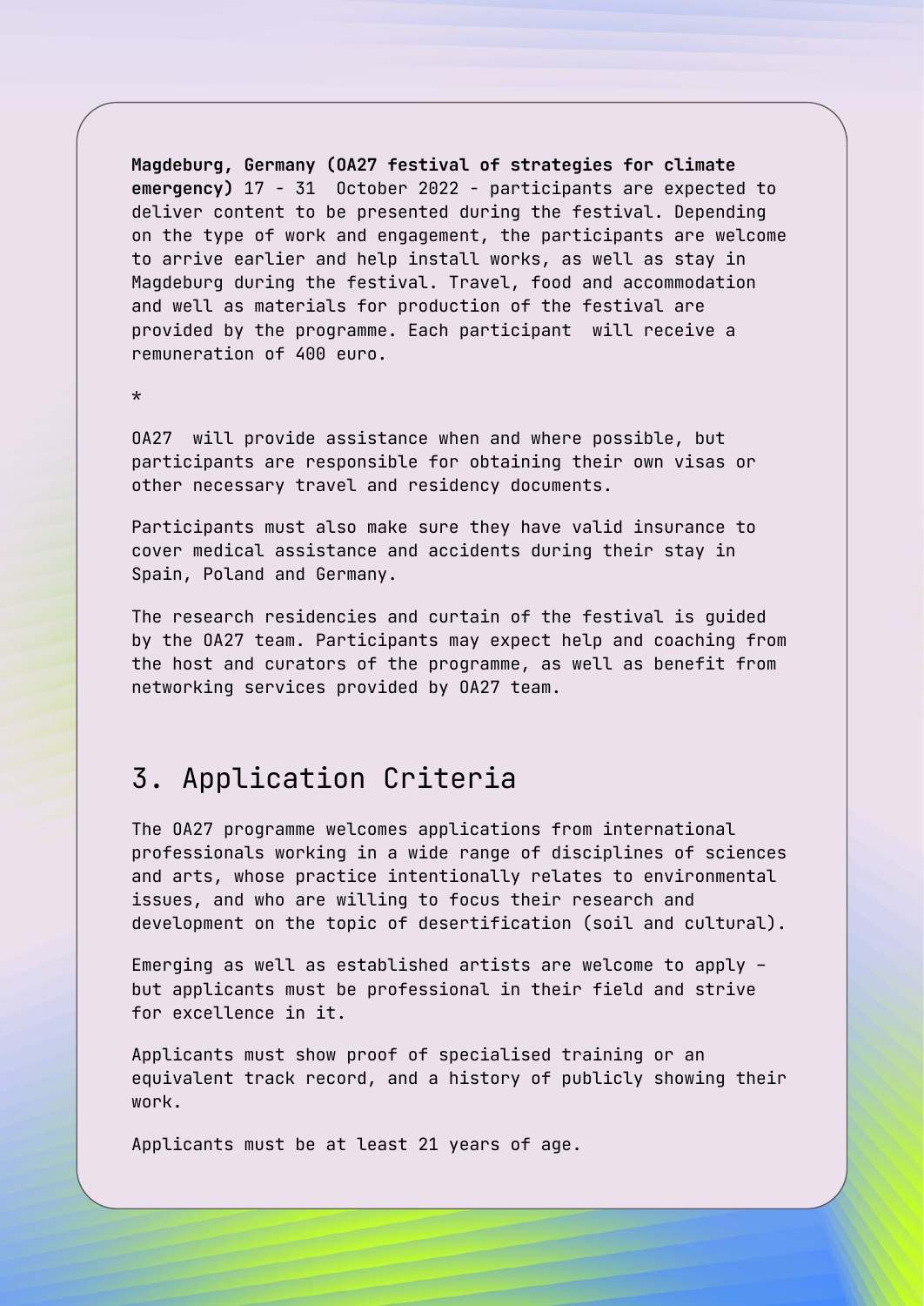**Magdeburg, Germany (OA27 festival of strategies for climate emergency)** 17 - 31 October 2022 - participants are expected to deliver content to be presented during the festival. Depending on the type of work and engagement, the participants are welcome to arrive earlier and help install works, as well as stay in Magdeburg during the festival. Travel, food and accommodation and well as materials for production of the festival are provided by the programme. Each participant will receive a remuneration of 400 euro.

*

OA27 will provide assistance when and where possible, but participants are responsible for obtaining their own visas or other necessary travel and residency documents.

Participants must also make sure they have valid insurance to cover medical assistance and accidents during their stay in Spain, Poland and Germany.

The research residencies and curtain of the festival is guided by the OA27 team. Participants may expect help and coaching from the host and curators of the programme, as well as benefit from networking services provided by OA27 team.

## 3. Application Criteria

The OA27 programme welcomes applications from international professionals working in a wide range of disciplines of sciences and arts, whose practice intentionally relates to environmental issues, and who are willing to focus their research and development on the topic of desertification (soil and cultural).

Emerging as well as established artists are welcome to apply – but applicants must be professional in their field and strive for excellence in it.

Applicants must show proof of specialised training or an equivalent track record, and a history of publicly showing their work.

Applicants must be at least 21 years of age.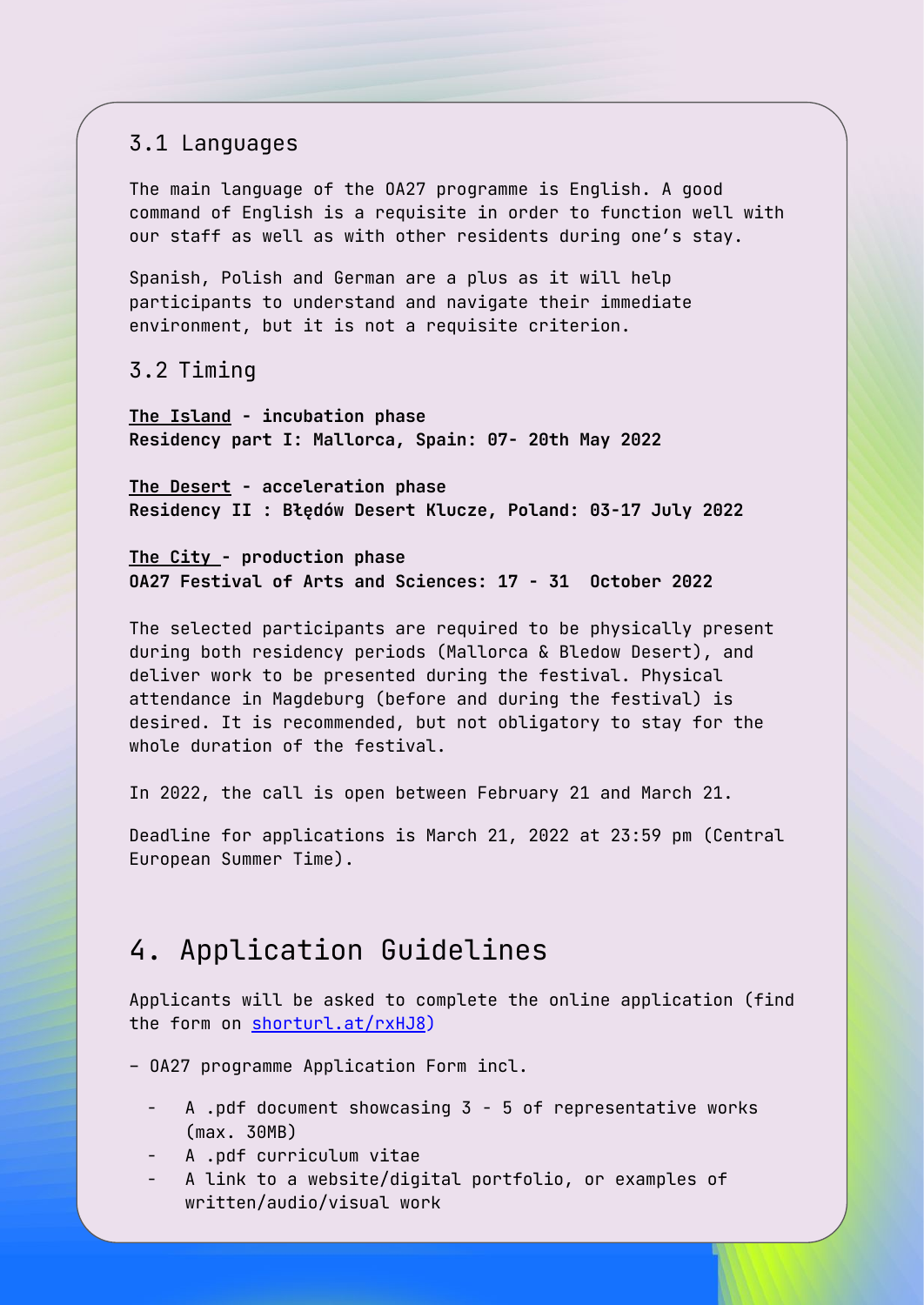### 3.1 Languages

The main language of the OA27 programme is English. A good command of English is a requisite in order to function well with our staff as well as with other residents during one's stay.

Spanish, Polish and German are a plus as it will help participants to understand and navigate their immediate environment, but it is not a requisite criterion.

### 3.2 Timing

**The Island - incubation phase**
**Residency part I: Mallorca, Spain: 07- 20th May 2022**

**The Desert - acceleration phase**
**Residency II : Błędów Desert Klucze, Poland: 03-17 July 2022**

**The City - production phase**
**OA27 Festival of Arts and Sciences: 17 - 31 October 2022**

The selected participants are required to be physically present during both residency periods (Mallorca & Bledow Desert), and deliver work to be presented during the festival. Physical attendance in Magdeburg (before and during the festival) is desired. It is recommended, but not obligatory to stay for the whole duration of the festival.

In 2022, the call is open between February 21 and March 21.

Deadline for applications is March 21, 2022 at 23:59 pm (Central European Summer Time).

## 4. Application Guidelines

Applicants will be asked to complete the online application (find the form on [shorturl.at/rxHJ8](shorturl.at/rxHJ8))

- OA27 programme Application Form incl.

  - A .pdf document showcasing 3 - 5 of representative works (max. 30MB)
  - A .pdf curriculum vitae
  - A link to a website/digital portfolio, or examples of written/audio/visual work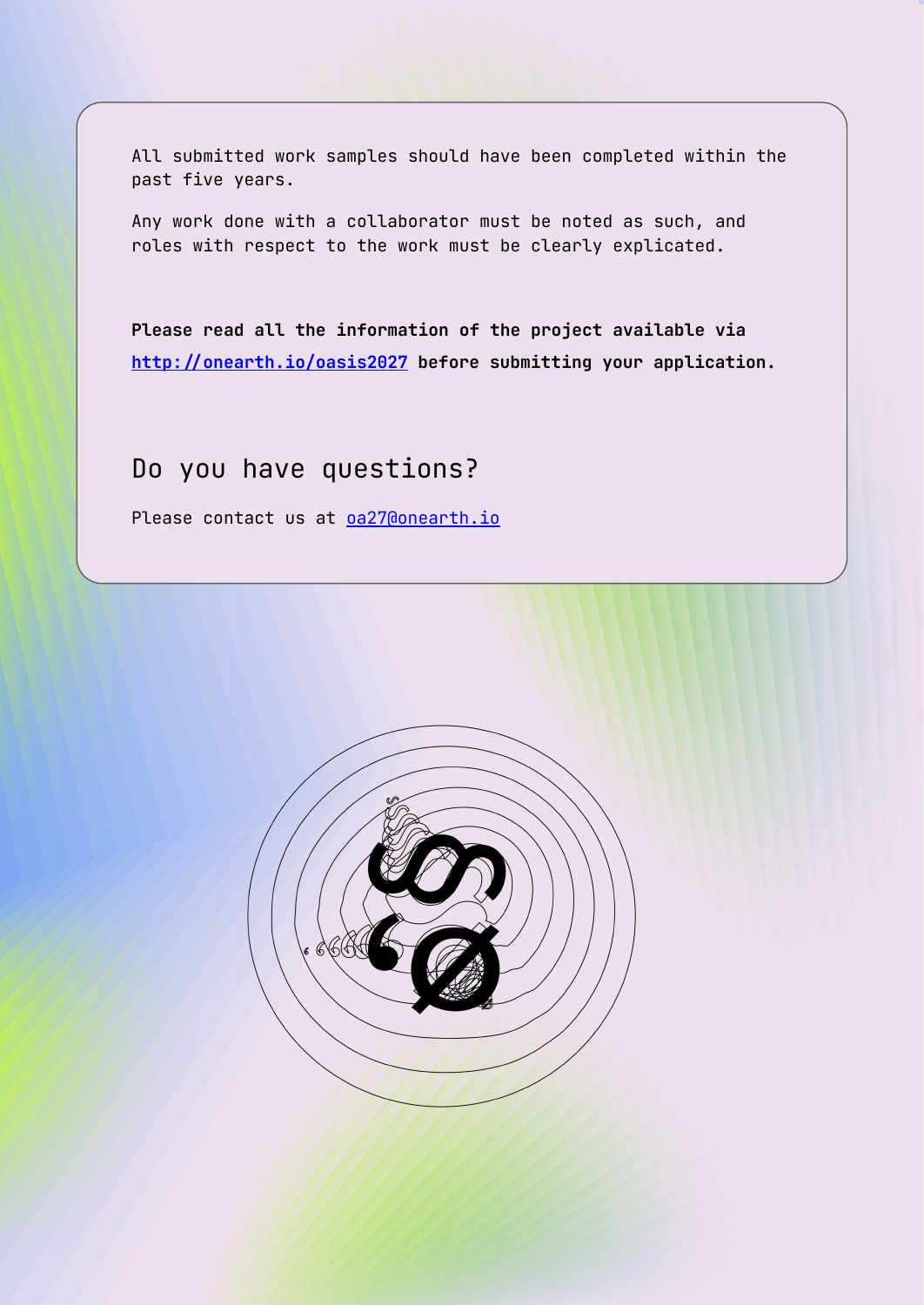All submitted work samples should have been completed within the past five years.

Any work done with a collaborator must be noted as such, and roles with respect to the work must be clearly explicated.

**Please read all the information of the project available via [http://onearth.io/oasis2027](http://onearth.io/oasis2027) before submitting your application.**

## Do you have questions?

Please contact us at [oa27@onearth.io](mailto:oa27@onearth.io)